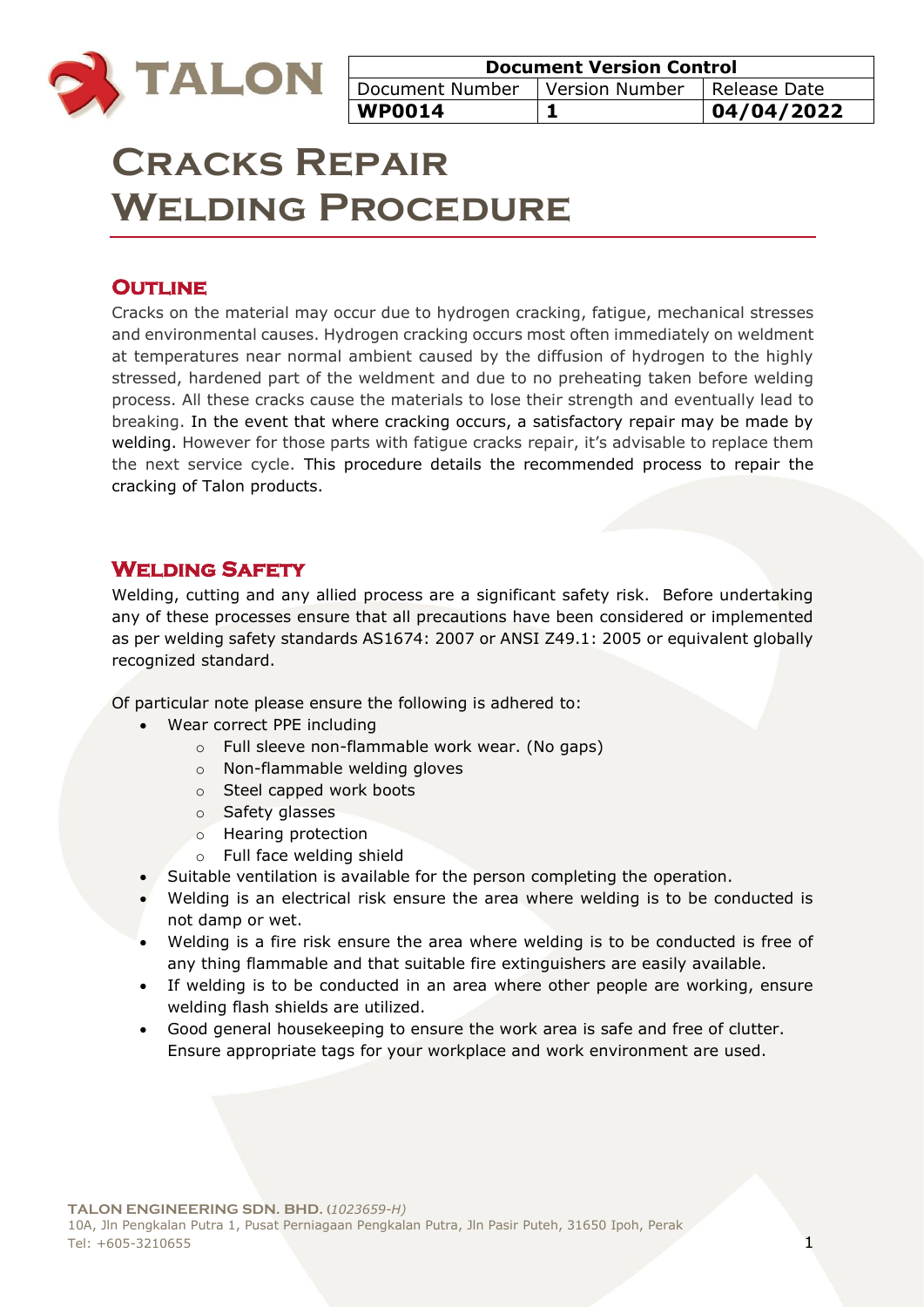| Document Version Control | | |
|---|---|---|
| Document Number | Version Number | Release Date |
| **WP0014** | **1** | **04/04/2022** |

# Cracks Repair Welding Procedure

## Outline

Cracks on the material may occur due to hydrogen cracking, fatigue, mechanical stresses and environmental causes. Hydrogen cracking occurs most often immediately on weldment at temperatures near normal ambient caused by the diffusion of hydrogen to the highly stressed, hardened part of the weldment and due to no preheating taken before welding process. All these cracks cause the materials to lose their strength and eventually lead to breaking. In the event that where cracking occurs, a satisfactory repair may be made by welding. However for those parts with fatigue cracks repair, it's advisable to replace them the next service cycle. This procedure details the recommended process to repair the cracking of Talon products.

## Welding Safety

Welding, cutting and any allied process are a significant safety risk. Before undertaking any of these processes ensure that all precautions have been considered or implemented as per welding safety standards AS1674: 2007 or ANSI Z49.1: 2005 or equivalent globally recognized standard.

Of particular note please ensure the following is adhered to:

- Wear correct PPE including
    - Full sleeve non-flammable work wear. (No gaps)
    - Non-flammable welding gloves
    - Steel capped work boots
    - Safety glasses
    - Hearing protection
    - Full face welding shield
- Suitable ventilation is available for the person completing the operation.
- Welding is an electrical risk ensure the area where welding is to be conducted is not damp or wet.
- Welding is a fire risk ensure the area where welding is to be conducted is free of any thing flammable and that suitable fire extinguishers are easily available.
- If welding is to be conducted in an area where other people are working, ensure welding flash shields are utilized.
- Good general housekeeping to ensure the work area is safe and free of clutter. Ensure appropriate tags for your workplace and work environment are used.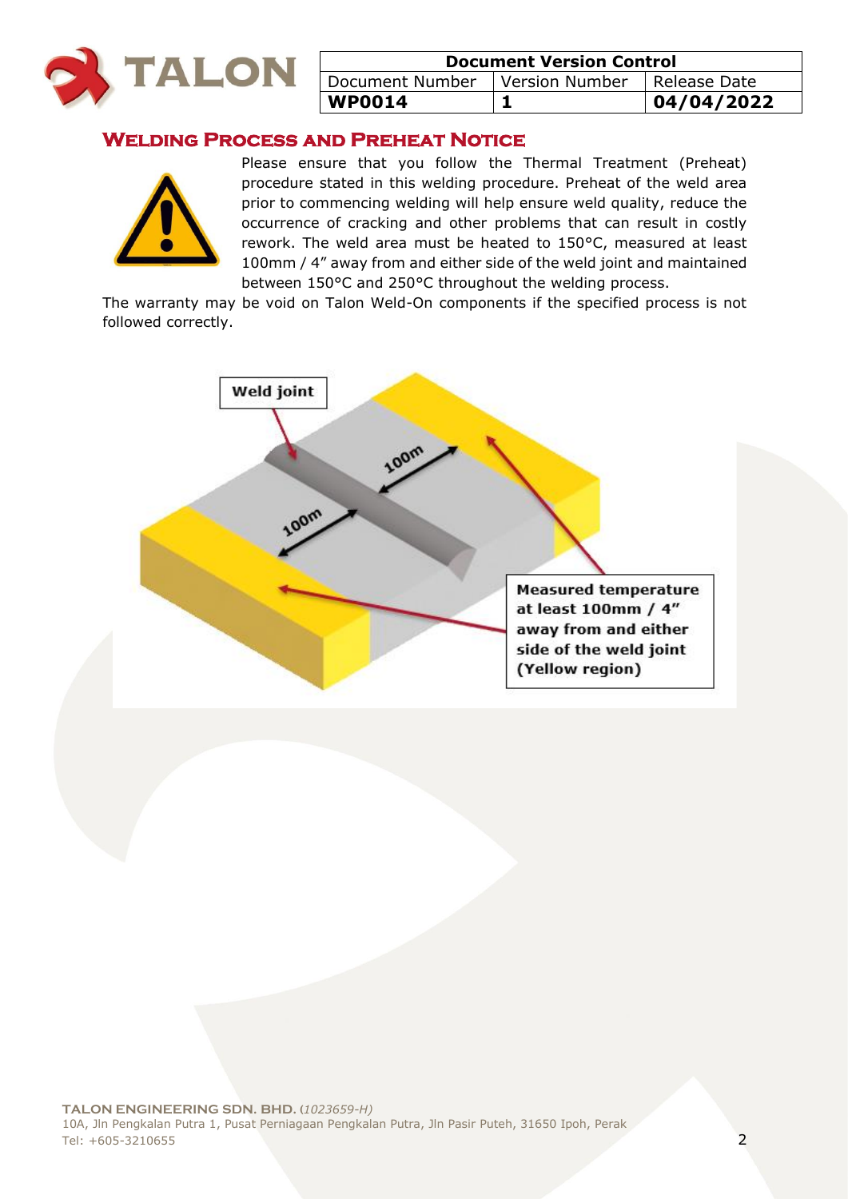| Document Version Control | | |
|---|---|---|
| Document Number | Version Number | Release Date |
| **WP0014** | **1** | **04/04/2022** |

## Welding Process and Preheat Notice

Please ensure that you follow the Thermal Treatment (Preheat) procedure stated in this welding procedure. Preheat of the weld area prior to commencing welding will help ensure weld quality, reduce the occurrence of cracking and other problems that can result in costly rework. The weld area must be heated to 150°C, measured at least 100mm / 4" away from and either side of the weld joint and maintained between 150°C and 250°C throughout the welding process.

The warranty may be void on Talon Weld-On components if the specified process is not followed correctly.

**Weld joint**

100m

100m

**Measured temperature at least 100mm / 4" away from and either side of the weld joint (Yellow region)**

**TALON ENGINEERING SDN. BHD.** *(1023659-H)*
10A, Jln Pengkalan Putra 1, Pusat Perniagaan Pengkalan Putra, Jln Pasir Puteh, 31650 Ipoh, Perak
Tel: +605-3210655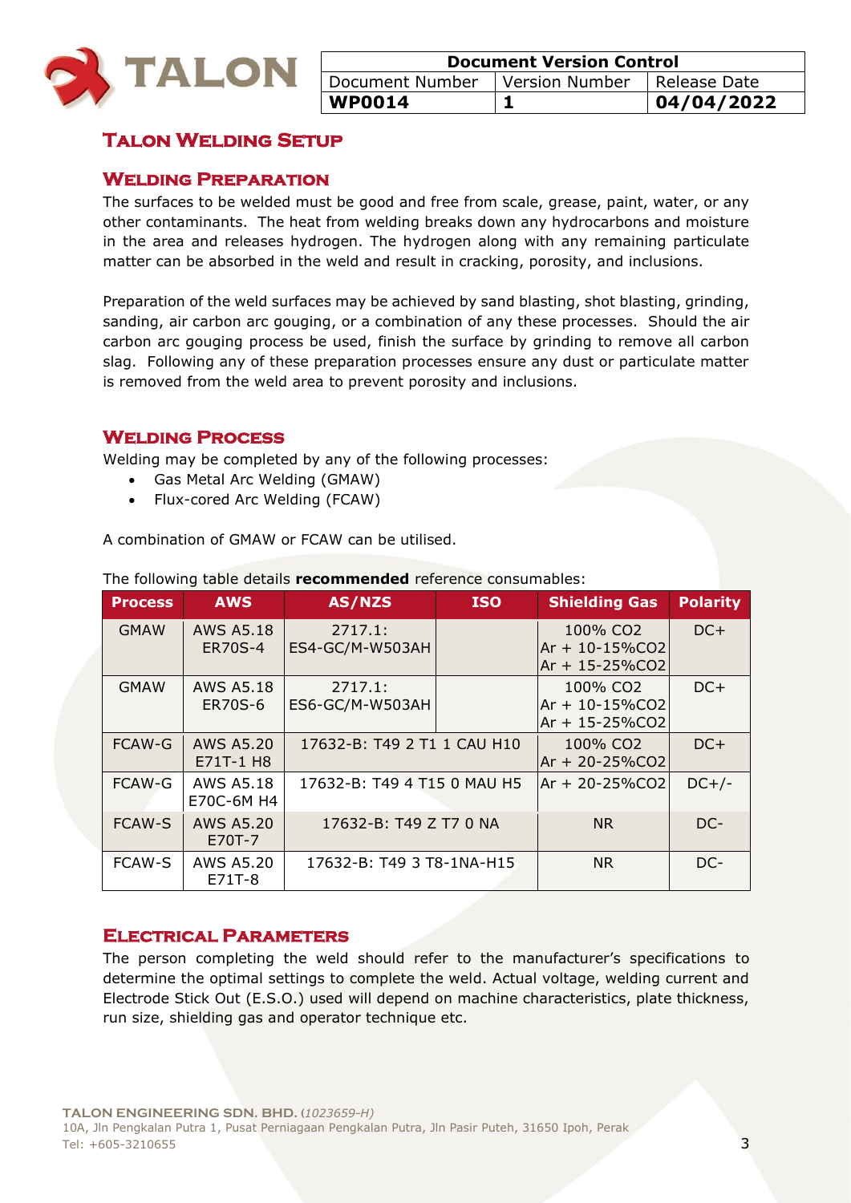| Document Version Control | | |
|---|---|---|
| Document Number | Version Number | Release Date |
| **WP0014** | **1** | **04/04/2022** |

# Talon Welding Setup

## Welding Preparation

The surfaces to be welded must be good and free from scale, grease, paint, water, or any other contaminants. The heat from welding breaks down any hydrocarbons and moisture in the area and releases hydrogen. The hydrogen along with any remaining particulate matter can be absorbed in the weld and result in cracking, porosity, and inclusions.

Preparation of the weld surfaces may be achieved by sand blasting, shot blasting, grinding, sanding, air carbon arc gouging, or a combination of any these processes. Should the air carbon arc gouging process be used, finish the surface by grinding to remove all carbon slag. Following any of these preparation processes ensure any dust or particulate matter is removed from the weld area to prevent porosity and inclusions.

## Welding Process

Welding may be completed by any of the following processes:

- Gas Metal Arc Welding (GMAW)
- Flux-cored Arc Welding (FCAW)

A combination of GMAW or FCAW can be utilised.

The following table details **recommended** reference consumables:

| Process | AWS | AS/NZS | ISO | Shielding Gas | Polarity |
|---|---|---|---|---|---|
| GMAW | AWS A5.18 ER70S-4 | 2717.1: ES4-GC/M-W503AH | | 100% $CO_2$<br>Ar + 10-15%$CO_2$<br>Ar + 15-25%$CO_2$ | DC+ |
| GMAW | AWS A5.18 ER70S-6 | 2717.1: ES6-GC/M-W503AH | | 100% $CO_2$<br>Ar + 10-15%$CO_2$<br>Ar + 15-25%$CO_2$ | DC+ |
| FCAW-G | AWS A5.20 E71T-1 H8 | 17632-B: T49 2 T1 1 CAU H10 | | 100% $CO_2$<br>Ar + 20-25%$CO_2$ | DC+ |
| FCAW-G | AWS A5.18 E70C-6M H4 | 17632-B: T49 4 T15 0 MAU H5 | | Ar + 20-25%$CO_2$ | DC+/- |
| FCAW-S | AWS A5.20 E70T-7 | 17632-B: T49 Z T7 0 NA | | NR | DC- |
| FCAW-S | AWS A5.20 E71T-8 | 17632-B: T49 3 T8-1NA-H15 | | NR | DC- |

## Electrical Parameters

The person completing the weld should refer to the manufacturer's specifications to determine the optimal settings to complete the weld. Actual voltage, welding current and Electrode Stick Out (E.S.O.) used will depend on machine characteristics, plate thickness, run size, shielding gas and operator technique etc.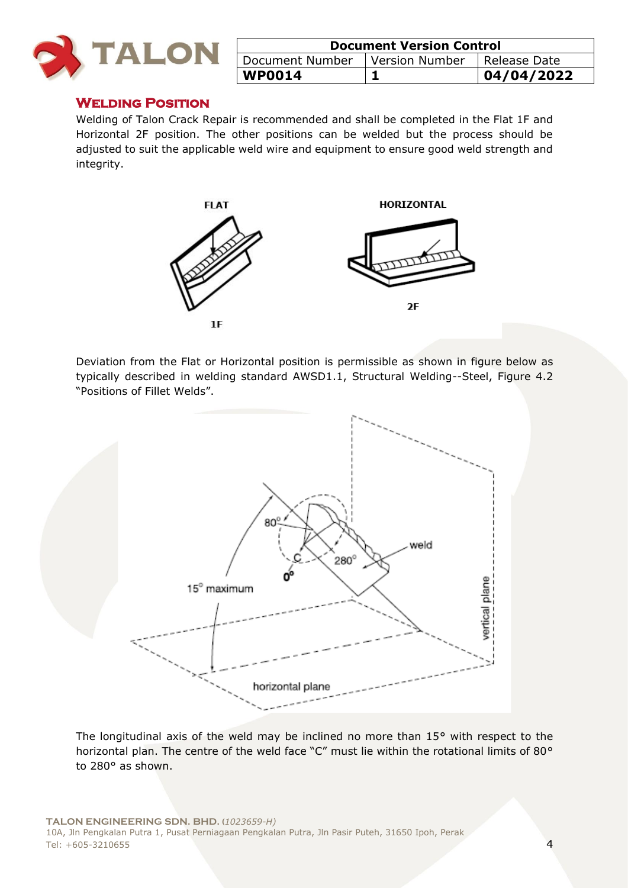## Welding Position

Welding of Talon Crack Repair is recommended and shall be completed in the Flat 1F and Horizontal 2F position. The other positions can be welded but the process should be adjusted to suit the applicable weld wire and equipment to ensure good weld strength and integrity.

Deviation from the Flat or Horizontal position is permissible as shown in figure below as typically described in welding standard AWSD1.1, Structural Welding--Steel, Figure 4.2 "Positions of Fillet Welds".

The longitudinal axis of the weld may be inclined no more than 15° with respect to the horizontal plan. The centre of the weld face "C" must lie within the rotational limits of 80° to 280° as shown.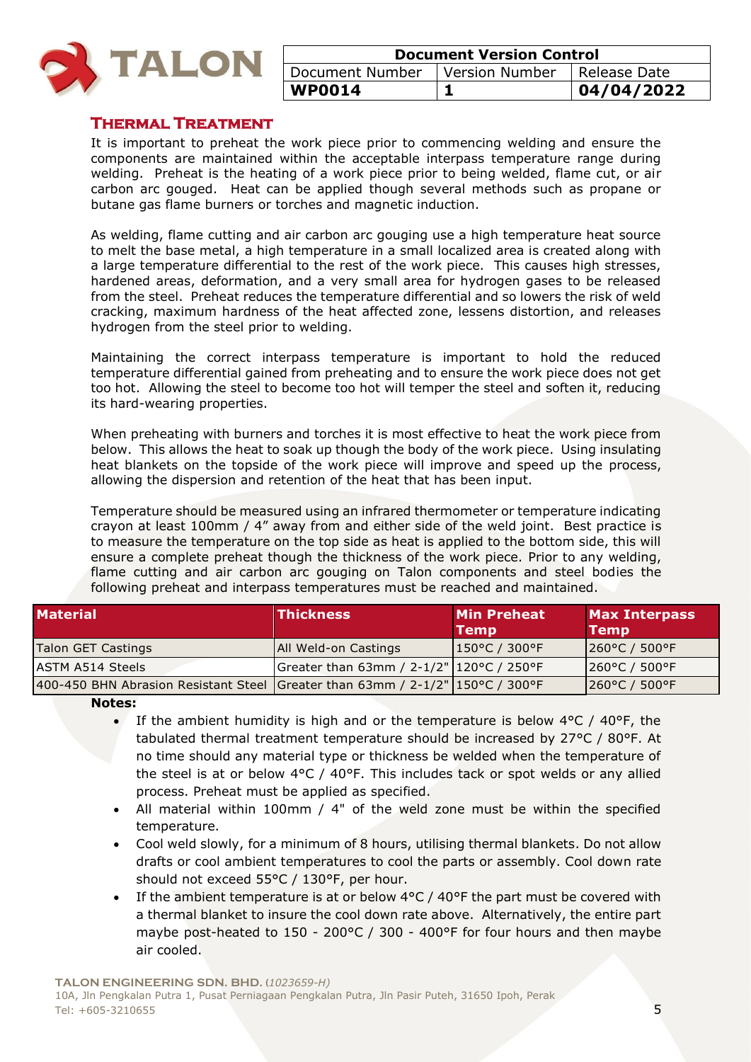## Thermal Treatment

It is important to preheat the work piece prior to commencing welding and ensure the components are maintained within the acceptable interpass temperature range during welding. Preheat is the heating of a work piece prior to being welded, flame cut, or air carbon arc gouged. Heat can be applied though several methods such as propane or butane gas flame burners or torches and magnetic induction.

As welding, flame cutting and air carbon arc gouging use a high temperature heat source to melt the base metal, a high temperature in a small localized area is created along with a large temperature differential to the rest of the work piece. This causes high stresses, hardened areas, deformation, and a very small area for hydrogen gases to be released from the steel. Preheat reduces the temperature differential and so lowers the risk of weld cracking, maximum hardness of the heat affected zone, lessens distortion, and releases hydrogen from the steel prior to welding.

Maintaining the correct interpass temperature is important to hold the reduced temperature differential gained from preheating and to ensure the work piece does not get too hot. Allowing the steel to become too hot will temper the steel and soften it, reducing its hard-wearing properties.

When preheating with burners and torches it is most effective to heat the work piece from below. This allows the heat to soak up though the body of the work piece. Using insulating heat blankets on the topside of the work piece will improve and speed up the process, allowing the dispersion and retention of the heat that has been input.

Temperature should be measured using an infrared thermometer or temperature indicating crayon at least 100mm / 4" away from and either side of the weld joint. Best practice is to measure the temperature on the top side as heat is applied to the bottom side, this will ensure a complete preheat though the thickness of the work piece. Prior to any welding, flame cutting and air carbon arc gouging on Talon components and steel bodies the following preheat and interpass temperatures must be reached and maintained.

| Material | Thickness | Min Preheat Temp | Max Interpass Temp |
|---|---|---|---|
| Talon GET Castings | All Weld-on Castings | 150°C / 300°F | 260°C / 500°F |
| ASTM A514 Steels | Greater than 63mm / 2-1/2" | 120°C / 250°F | 260°C / 500°F |
| 400-450 BHN Abrasion Resistant Steel | Greater than 63mm / 2-1/2" | 150°C / 300°F | 260°C / 500°F |

**Notes:**

- If the ambient humidity is high and or the temperature is below 4°C / 40°F, the tabulated thermal treatment temperature should be increased by 27°C / 80°F. At no time should any material type or thickness be welded when the temperature of the steel is at or below 4°C / 40°F. This includes tack or spot welds or any allied process. Preheat must be applied as specified.
- All material within 100mm / 4" of the weld zone must be within the specified temperature.
- Cool weld slowly, for a minimum of 8 hours, utilising thermal blankets. Do not allow drafts or cool ambient temperatures to cool the parts or assembly. Cool down rate should not exceed 55°C / 130°F, per hour.
- If the ambient temperature is at or below 4°C / 40°F the part must be covered with a thermal blanket to insure the cool down rate above. Alternatively, the entire part maybe post-heated to 150 - 200°C / 300 - 400°F for four hours and then maybe air cooled.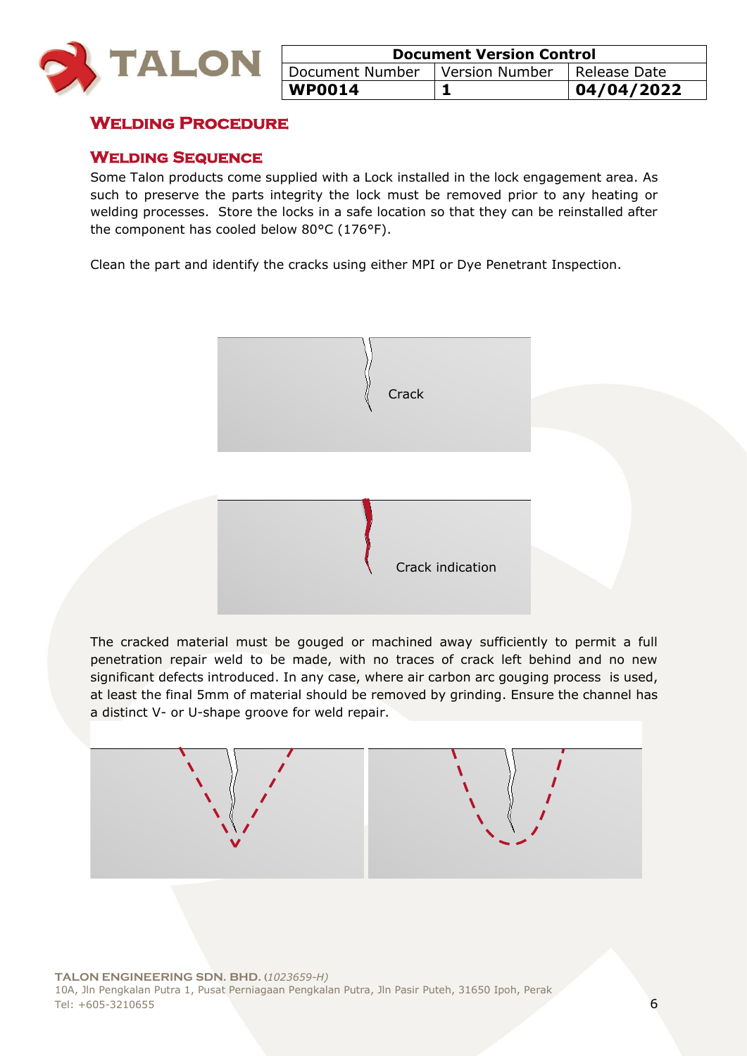# Welding Procedure

## Welding Sequence

Some Talon products come supplied with a Lock installed in the lock engagement area. As such to preserve the parts integrity the lock must be removed prior to any heating or welding processes. Store the locks in a safe location so that they can be reinstalled after the component has cooled below 80°C (176°F).

Clean the part and identify the cracks using either MPI or Dye Penetrant Inspection.

Crack

Crack indication

The cracked material must be gouged or machined away sufficiently to permit a full penetration repair weld to be made, with no traces of crack left behind and no new significant defects introduced. In any case, where air carbon arc gouging process is used, at least the final 5mm of material should be removed by grinding. Ensure the channel has a distinct V- or U-shape groove for weld repair.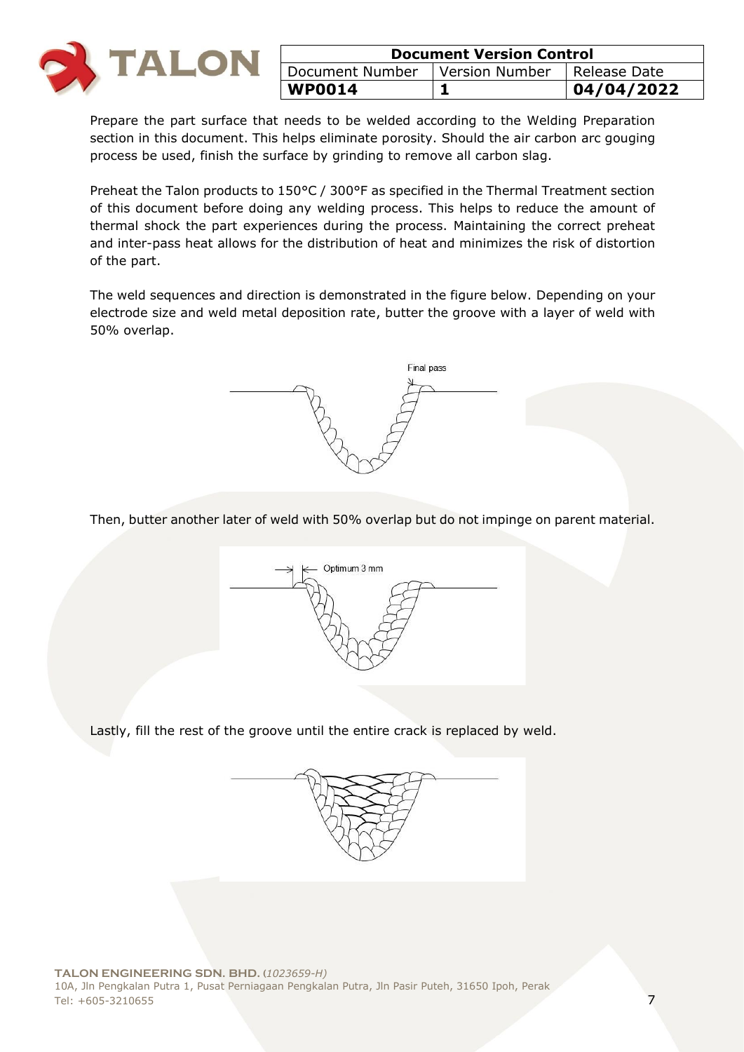Prepare the part surface that needs to be welded according to the Welding Preparation section in this document. This helps eliminate porosity. Should the air carbon arc gouging process be used, finish the surface by grinding to remove all carbon slag.

Preheat the Talon products to 150°C / 300°F as specified in the Thermal Treatment section of this document before doing any welding process. This helps to reduce the amount of thermal shock the part experiences during the process. Maintaining the correct preheat and inter-pass heat allows for the distribution of heat and minimizes the risk of distortion of the part.

The weld sequences and direction is demonstrated in the figure below. Depending on your electrode size and weld metal deposition rate, butter the groove with a layer of weld with 50% overlap.

Final pass

Then, butter another later of weld with 50% overlap but do not impinge on parent material.

Optimum 3 mm

Lastly, fill the rest of the groove until the entire crack is replaced by weld.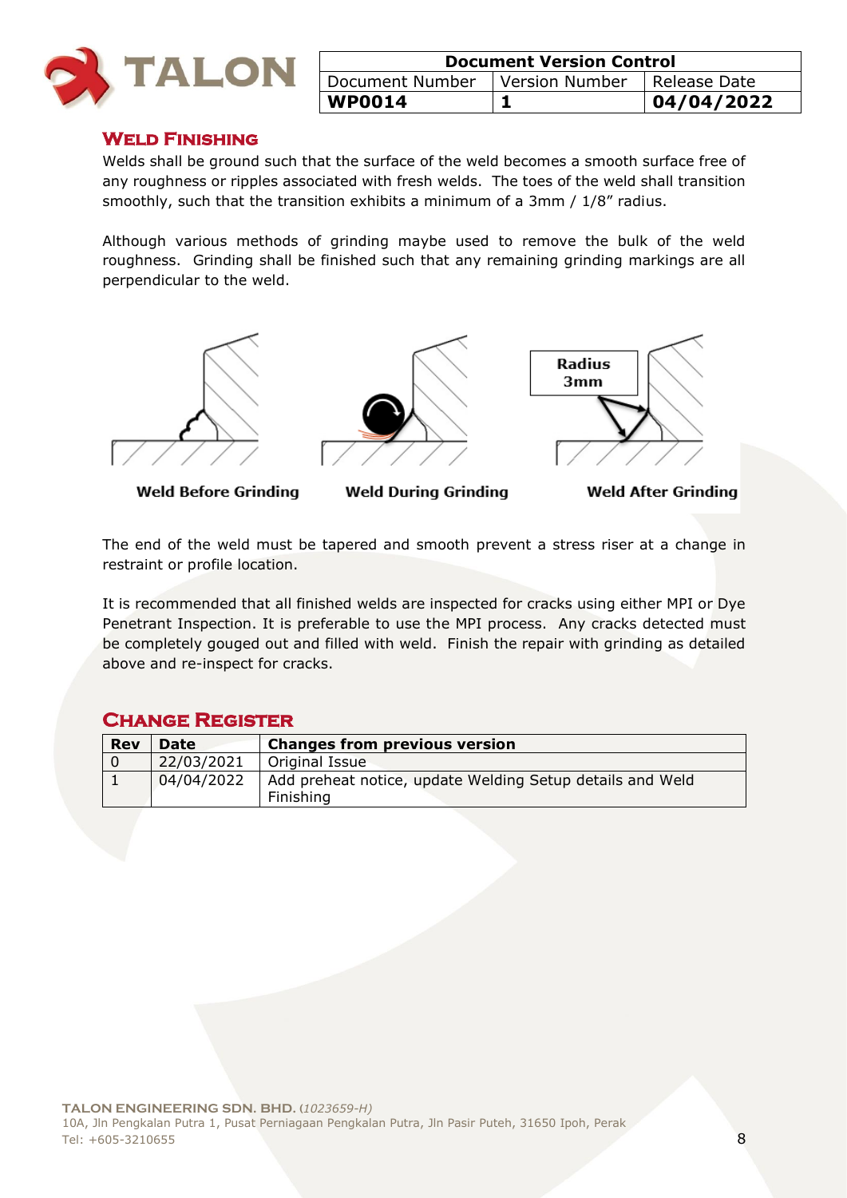## Weld Finishing

Welds shall be ground such that the surface of the weld becomes a smooth surface free of any roughness or ripples associated with fresh welds. The toes of the weld shall transition smoothly, such that the transition exhibits a minimum of a 3mm / 1/8" radius.

Although various methods of grinding maybe used to remove the bulk of the weld roughness. Grinding shall be finished such that any remaining grinding markings are all perpendicular to the weld.

Radius 3mm

**Weld Before Grinding** **Weld During Grinding** **Weld After Grinding**

The end of the weld must be tapered and smooth prevent a stress riser at a change in restraint or profile location.

It is recommended that all finished welds are inspected for cracks using either MPI or Dye Penetrant Inspection. It is preferable to use the MPI process. Any cracks detected must be completely gouged out and filled with weld. Finish the repair with grinding as detailed above and re-inspect for cracks.

## Change Register

| Rev | Date | Changes from previous version |
|---|---|---|
| 0 | 22/03/2021 | Original Issue |
| 1 | 04/04/2022 | Add preheat notice, update Welding Setup details and Weld Finishing |